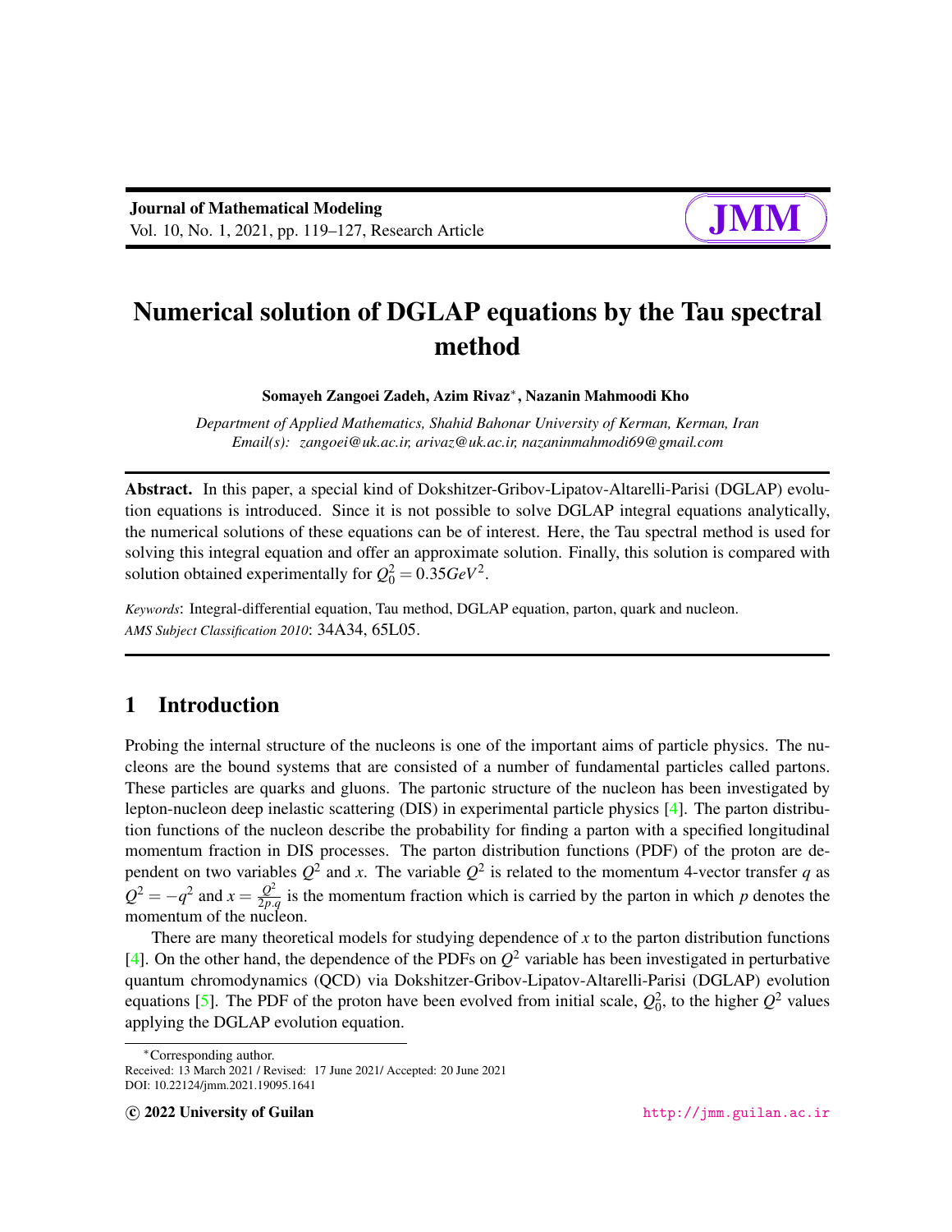# Numerical solution of DGLAP equations by the Tau spectral method

**Somayeh Zangoei Zadeh, Azim Rivaz***, **Nazanin Mahmoodi Kho**

*Department of Applied Mathematics, Shahid Bahonar University of Kerman, Kerman, Iran*
*Email(s): zangoei@uk.ac.ir, arivaz@uk.ac.ir, nazaninmahmodi69@gmail.com*

**Abstract.** In this paper, a special kind of Dokshitzer-Gribov-Lipatov-Altarelli-Parisi (DGLAP) evolution equations is introduced. Since it is not possible to solve DGLAP integral equations analytically, the numerical solutions of these equations can be of interest. Here, the Tau spectral method is used for solving this integral equation and offer an approximate solution. Finally, this solution is compared with solution obtained experimentally for $Q_0^2 = 0.35GeV^2$.

*Keywords*: Integral-differential equation, Tau method, DGLAP equation, parton, quark and nucleon.
*AMS Subject Classification 2010*: 34A34, 65L05.

## 1 Introduction

Probing the internal structure of the nucleons is one of the important aims of particle physics. The nucleons are the bound systems that are consisted of a number of fundamental particles called partons. These particles are quarks and gluons. The partonic structure of the nucleon has been investigated by lepton-nucleon deep inelastic scattering (DIS) in experimental particle physics [4]. The parton distribution functions of the nucleon describe the probability for finding a parton with a specified longitudinal momentum fraction in DIS processes. The parton distribution functions (PDF) of the proton are dependent on two variables $Q^2$ and $x$. The variable $Q^2$ is related to the momentum 4-vector transfer $q$ as $Q^2 = -q^2$ and $x = \frac{Q^2}{2p.q}$ is the momentum fraction which is carried by the parton in which $p$ denotes the momentum of the nucleon.

There are many theoretical models for studying dependence of $x$ to the parton distribution functions [4]. On the other hand, the dependence of the PDFs on $Q^2$ variable has been investigated in perturbative quantum chromodynamics (QCD) via Dokshitzer-Gribov-Lipatov-Altarelli-Parisi (DGLAP) evolution equations [5]. The PDF of the proton have been evolved from initial scale, $Q_0^2$, to the higher $Q^2$ values applying the DGLAP evolution equation.

*Corresponding author.
Received: 13 March 2021 / Revised: 17 June 2021/ Accepted: 20 June 2021
DOI: 10.22124/jmm.2021.19095.1641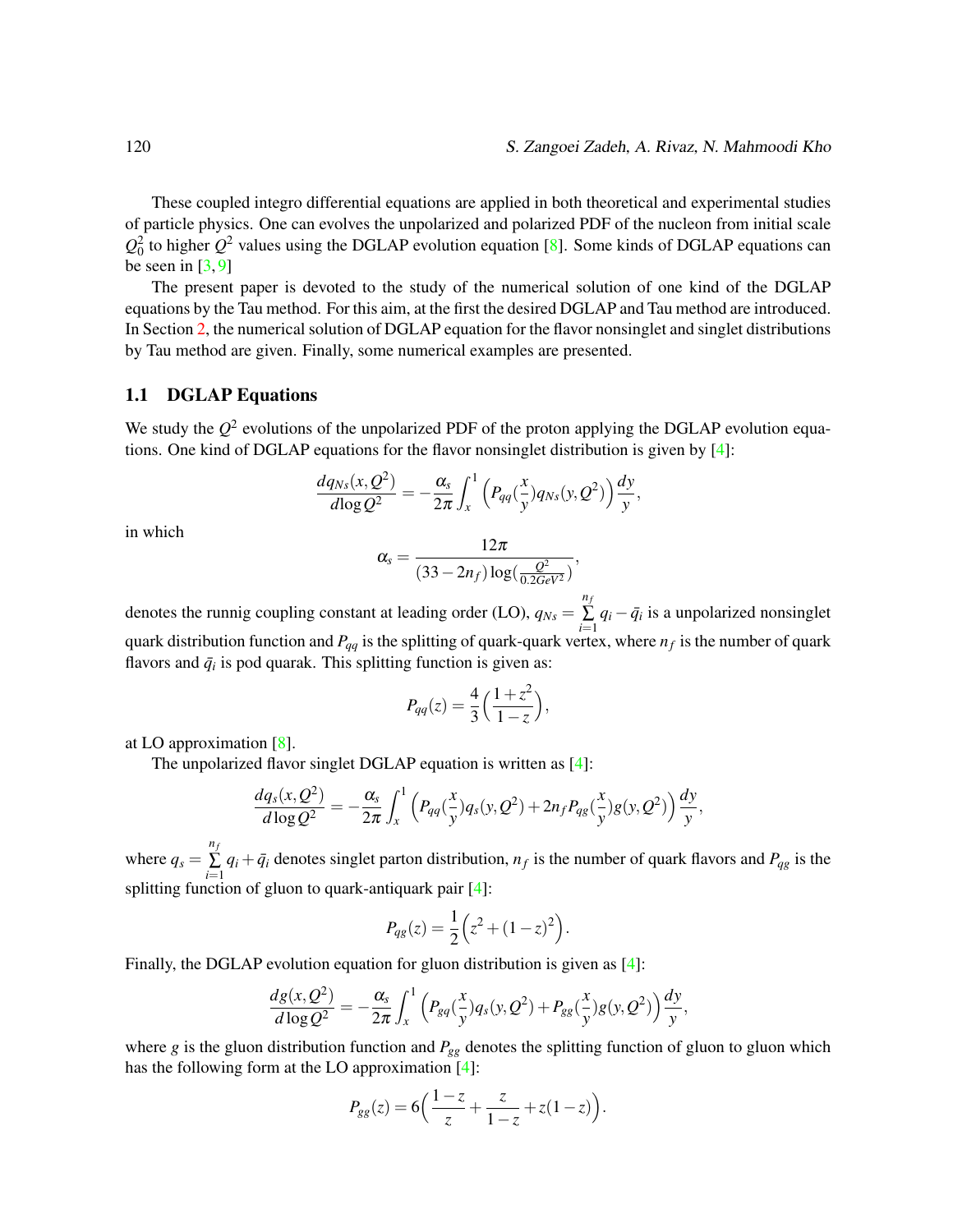These coupled integro differential equations are applied in both theoretical and experimental studies of particle physics. One can evolves the unpolarized and polarized PDF of the nucleon from initial scale $Q_0^2$ to higher $Q^2$ values using the DGLAP evolution equation [8]. Some kinds of DGLAP equations can be seen in [3, 9]

The present paper is devoted to the study of the numerical solution of one kind of the DGLAP equations by the Tau method. For this aim, at the first the desired DGLAP and Tau method are introduced. In Section 2, the numerical solution of DGLAP equation for the flavor nonsinglet and singlet distributions by Tau method are given. Finally, some numerical examples are presented.

### 1.1 DGLAP Equations

We study the $Q^2$ evolutions of the unpolarized PDF of the proton applying the DGLAP evolution equations. One kind of DGLAP equations for the flavor nonsinglet distribution is given by [4]:

$$\frac{dq_{Ns}(x,Q^2)}{d\log Q^2} = -\frac{\alpha_s}{2\pi}\int_x^1 \Big(P_{qq}(\frac{x}{y})q_{Ns}(y,Q^2)\Big)\frac{dy}{y},$$

in which

$$\alpha_s = \frac{12\pi}{(33-2n_f)\log(\frac{Q^2}{0.2GeV^2})},$$

denotes the runnig coupling constant at leading order (LO), $q_{Ns} = \sum_{i=1}^{n_f} q_i - \bar{q}_i$ is a unpolarized nonsinglet quark distribution function and $P_{qq}$ is the splitting of quark-quark vertex, where $n_f$ is the number of quark flavors and $\bar{q}_i$ is pod quarak. This splitting function is given as:

$$P_{qq}(z) = \frac{4}{3}\Big(\frac{1+z^2}{1-z}\Big),$$

at LO approximation [8].

The unpolarized flavor singlet DGLAP equation is written as [4]:

$$\frac{dq_s(x,Q^2)}{d\log Q^2} = -\frac{\alpha_s}{2\pi}\int_x^1 \Big(P_{qq}(\frac{x}{y})q_s(y,Q^2) + 2n_f P_{qg}(\frac{x}{y})g(y,Q^2)\Big)\frac{dy}{y},$$

where $q_s = \sum_{i=1}^{n_f} q_i + \bar{q}_i$ denotes singlet parton distribution, $n_f$ is the number of quark flavors and $P_{qg}$ is the splitting function of gluon to quark-antiquark pair [4]:

$$P_{qg}(z) = \frac{1}{2}\Big(z^2 + (1-z)^2\Big).$$

Finally, the DGLAP evolution equation for gluon distribution is given as [4]:

$$\frac{dg(x,Q^2)}{d\log Q^2} = -\frac{\alpha_s}{2\pi}\int_x^1 \Big(P_{gq}(\frac{x}{y})q_s(y,Q^2) + P_{gg}(\frac{x}{y})g(y,Q^2)\Big)\frac{dy}{y},$$

where $g$ is the gluon distribution function and $P_{gg}$ denotes the splitting function of gluon to gluon which has the following form at the LO approximation [4]:

$$P_{gg}(z) = 6\Big(\frac{1-z}{z} + \frac{z}{1-z} + z(1-z)\Big).$$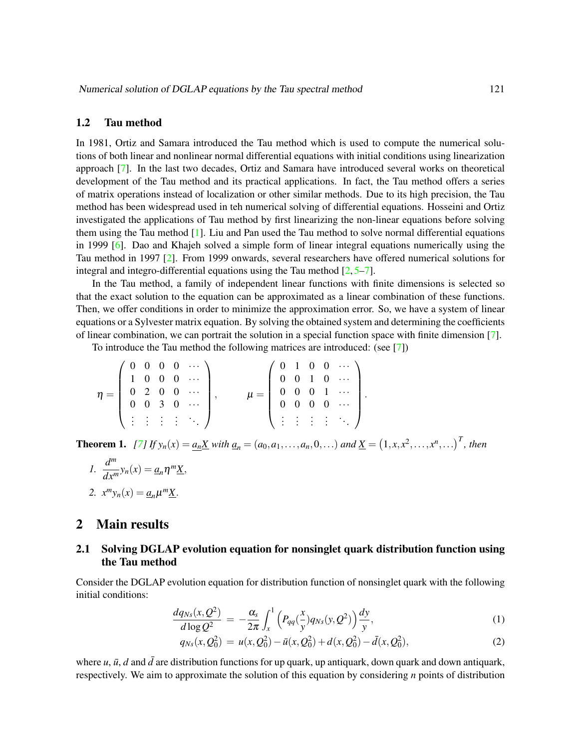### 1.2 Tau method

In 1981, Ortiz and Samara introduced the Tau method which is used to compute the numerical solutions of both linear and nonlinear normal differential equations with initial conditions using linearization approach [7]. In the last two decades, Ortiz and Samara have introduced several works on theoretical development of the Tau method and its practical applications. In fact, the Tau method offers a series of matrix operations instead of localization or other similar methods. Due to its high precision, the Tau method has been widespread used in teh numerical solving of differential equations. Hosseini and Ortiz investigated the applications of Tau method by first linearizing the non-linear equations before solving them using the Tau method [1]. Liu and Pan used the Tau method to solve normal differential equations in 1999 [6]. Dao and Khajeh solved a simple form of linear integral equations numerically using the Tau method in 1997 [2]. From 1999 onwards, several researchers have offered numerical solutions for integral and integro-differential equations using the Tau method [2, 5–7].

In the Tau method, a family of independent linear functions with finite dimensions is selected so that the exact solution to the equation can be approximated as a linear combination of these functions. Then, we offer conditions in order to minimize the approximation error. So, we have a system of linear equations or a Sylvester matrix equation. By solving the obtained system and determining the coefficients of linear combination, we can portrait the solution in a special function space with finite dimension [7].

To introduce the Tau method the following matrices are introduced: (see [7])

$$
\eta = \begin{pmatrix} 0 & 0 & 0 & 0 & \cdots \\ 1 & 0 & 0 & 0 & \cdots \\ 0 & 2 & 0 & 0 & \cdots \\ 0 & 0 & 3 & 0 & \cdots \\ \vdots & \vdots & \vdots & \vdots & \ddots \end{pmatrix}, \qquad \mu = \begin{pmatrix} 0 & 1 & 0 & 0 & \cdots \\ 0 & 0 & 1 & 0 & \cdots \\ 0 & 0 & 0 & 1 & \cdots \\ 0 & 0 & 0 & 0 & \cdots \\ \vdots & \vdots & \vdots & \vdots & \ddots \end{pmatrix}.
$$

**Theorem 1.** *[7] If $y_n(x) = \underline{a_n}\underline{X}$ with $\underline{a}_n = (a_0, a_1, \ldots, a_n, 0, \ldots)$ and $\underline{X} = \left(1, x, x^2, \ldots, x^n, \ldots\right)^T$, then*

1. $\dfrac{d^m}{dx^m} y_n(x) = \underline{a}_n \eta^m \underline{X}$,
2. $x^m y_n(x) = \underline{a}_n \mu^m \underline{X}$.

## 2 Main results

### 2.1 Solving DGLAP evolution equation for nonsinglet quark distribution function using the Tau method

Consider the DGLAP evolution equation for distribution function of nonsinglet quark with the following initial conditions:

$$
\frac{dq_{Ns}(x,Q^2)}{d\log Q^2} \;=\; -\frac{\alpha_s}{2\pi}\int_x^1 \left(P_{qq}(\frac{x}{y})q_{Ns}(y,Q^2)\right)\frac{dy}{y}, \tag{1}
$$

$$
q_{Ns}(x,Q_0^2) \;=\; u(x,Q_0^2) - \bar{u}(x,Q_0^2) + d(x,Q_0^2) - \bar{d}(x,Q_0^2), \tag{2}
$$

where $u$, $\bar{u}$, $d$ and $\bar{d}$ are distribution functions for up quark, up antiquark, down quark and down antiquark, respectively. We aim to approximate the solution of this equation by considering $n$ points of distribution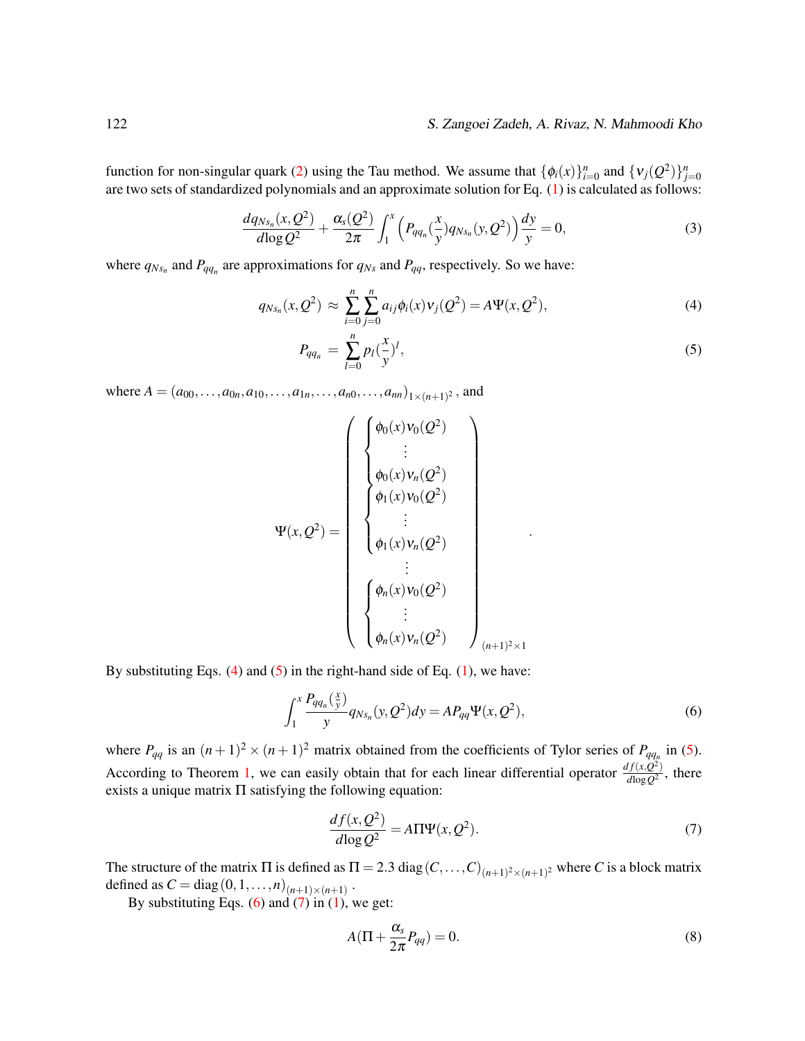function for non-singular quark (2) using the Tau method. We assume that $\{\phi_i(x)\}_{i=0}^n$ and $\{\nu_j(Q^2)\}_{j=0}^n$ are two sets of standardized polynomials and an approximate solution for Eq. (1) is calculated as follows:

$$\frac{dq_{Ns_n}(x,Q^2)}{d\log Q^2} + \frac{\alpha_s(Q^2)}{2\pi}\int_1^x \left(P_{qq_n}(\frac{x}{y})q_{Ns_n}(y,Q^2)\right)\frac{dy}{y} = 0, \tag{3}$$

where $q_{Ns_n}$ and $P_{qq_n}$ are approximations for $q_{Ns}$ and $P_{qq}$, respectively. So we have:

$$q_{Ns_n}(x,Q^2) \approx \sum_{i=0}^{n}\sum_{j=0}^{n} a_{ij}\phi_i(x)\nu_j(Q^2) = A\Psi(x,Q^2), \tag{4}$$

$$P_{qq_n} = \sum_{l=0}^{n} p_l(\frac{x}{y})^l, \tag{5}$$

where $A = (a_{00},\ldots,a_{0n},a_{10},\ldots,a_{1n},\ldots,a_{n0},\ldots,a_{nn})_{1\times(n+1)^2}$, and

$$\Psi(x,Q^2) = \begin{pmatrix} \begin{cases} \phi_0(x)\nu_0(Q^2) \\ \vdots \\ \phi_0(x)\nu_n(Q^2) \end{cases} \\ \begin{cases} \phi_1(x)\nu_0(Q^2) \\ \vdots \\ \phi_1(x)\nu_n(Q^2) \end{cases} \\ \vdots \\ \begin{cases} \phi_n(x)\nu_0(Q^2) \\ \vdots \\ \phi_n(x)\nu_n(Q^2) \end{cases} \end{pmatrix}_{(n+1)^2\times 1}.$$

By substituting Eqs. (4) and (5) in the right-hand side of Eq. (1), we have:

$$\int_1^x \frac{P_{qq_n}(\frac{x}{y})}{y} q_{Ns_n}(y,Q^2)dy = AP_{qq}\Psi(x,Q^2), \tag{6}$$

where $P_{qq}$ is an $(n+1)^2\times(n+1)^2$ matrix obtained from the coefficients of Tylor series of $P_{qq_n}$ in (5). According to Theorem 1, we can easily obtain that for each linear differential operator $\frac{df(x,Q^2)}{d\log Q^2}$, there exists a unique matrix $\Pi$ satisfying the following equation:

$$\frac{df(x,Q^2)}{d\log Q^2} = A\Pi\Psi(x,Q^2). \tag{7}$$

The structure of the matrix $\Pi$ is defined as $\Pi = 2.3\,\mathrm{diag}\,(C,\ldots,C)_{(n+1)^2\times(n+1)^2}$ where $C$ is a block matrix defined as $C = \mathrm{diag}\,(0,1,\ldots,n)_{(n+1)\times(n+1)}$.

By substituting Eqs. (6) and (7) in (1), we get:

$$A(\Pi + \frac{\alpha_s}{2\pi}P_{qq}) = 0. \tag{8}$$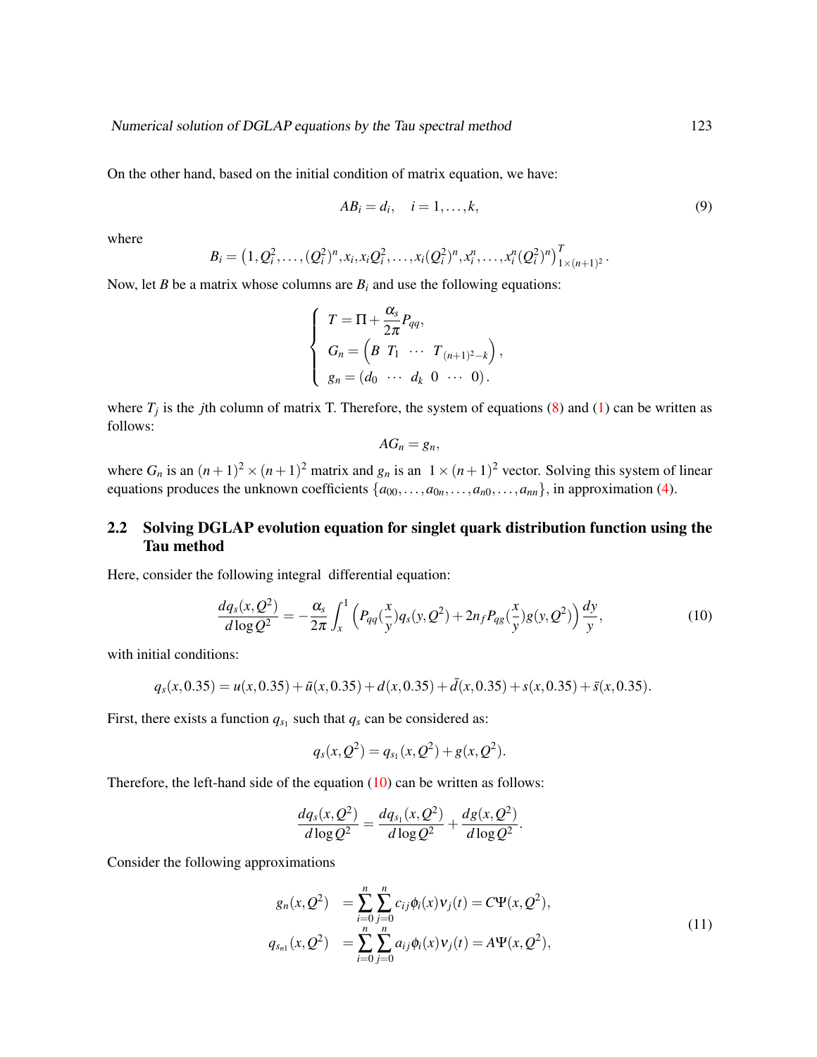On the other hand, based on the initial condition of matrix equation, we have:

$$AB_i = d_i, \quad i = 1, \ldots, k, \tag{9}$$

where

$$B_i = \left(1, Q_i^2, \ldots, (Q_i^2)^n, x_i, x_i Q_i^2, \ldots, x_i (Q_i^2)^n, x_i^n, \ldots, x_i^n (Q_i^2)^n\right)^T_{1\times(n+1)^2}.$$

Now, let $B$ be a matrix whose columns are $B_i$ and use the following equations:

$$\begin{cases} T = \Pi + \dfrac{\alpha_s}{2\pi} P_{qq}, \\ G_n = \begin{pmatrix} B & T_1 & \cdots & T_{(n+1)^2-k} \end{pmatrix}, \\ g_n = \begin{pmatrix} d_0 & \cdots & d_k & 0 & \cdots & 0 \end{pmatrix}. \end{cases}$$

where $T_j$ is the $j$th column of matrix T. Therefore, the system of equations (8) and (1) can be written as follows:

$$AG_n = g_n,$$

where $G_n$ is an $(n+1)^2 \times (n+1)^2$ matrix and $g_n$ is an $1 \times (n+1)^2$ vector. Solving this system of linear equations produces the unknown coefficients $\{a_{00}, \ldots, a_{0n}, \ldots, a_{n0}, \ldots, a_{nn}\}$, in approximation (4).

## 2.2 Solving DGLAP evolution equation for singlet quark distribution function using the Tau method

Here, consider the following integral differential equation:

$$\frac{dq_s(x,Q^2)}{d\log Q^2} = -\frac{\alpha_s}{2\pi}\int_x^1 \left(P_{qq}(\frac{x}{y})q_s(y,Q^2) + 2n_f P_{qg}(\frac{x}{y})g(y,Q^2)\right)\frac{dy}{y}, \tag{10}$$

with initial conditions:

$$q_s(x,0.35) = u(x,0.35) + \bar{u}(x,0.35) + d(x,0.35) + \bar{d}(x,0.35) + s(x,0.35) + \bar{s}(x,0.35).$$

First, there exists a function $q_{s_1}$ such that $q_s$ can be considered as:

$$q_s(x,Q^2) = q_{s_1}(x,Q^2) + g(x,Q^2).$$

Therefore, the left-hand side of the equation (10) can be written as follows:

$$\frac{dq_s(x,Q^2)}{d\log Q^2} = \frac{dq_{s_1}(x,Q^2)}{d\log Q^2} + \frac{dg(x,Q^2)}{d\log Q^2}.$$

Consider the following approximations

$$\begin{aligned} g_n(x,Q^2) &= \sum_{i=0}^{n}\sum_{j=0}^{n} c_{ij}\phi_i(x)\nu_j(t) = C\Psi(x,Q^2), \\ q_{s_{n1}}(x,Q^2) &= \sum_{i=0}^{n}\sum_{j=0}^{n} a_{ij}\phi_i(x)\nu_j(t) = A\Psi(x,Q^2), \end{aligned} \tag{11}$$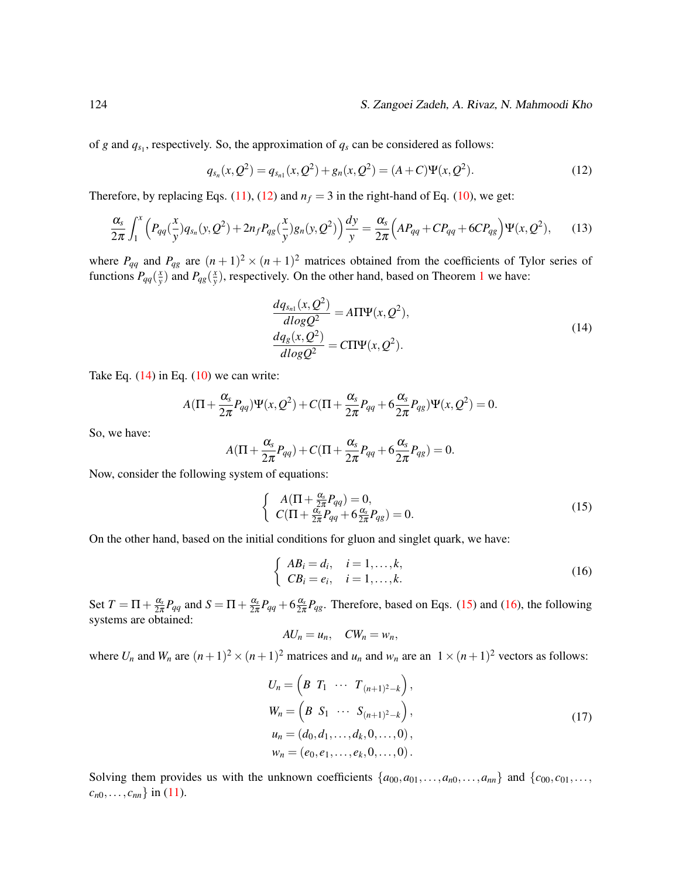of $g$ and $q_{s_1}$, respectively. So, the approximation of $q_s$ can be considered as follows:

$$q_{s_n}(x,Q^2) = q_{s_{n1}}(x,Q^2) + g_n(x,Q^2) = (A+C)\Psi(x,Q^2). \tag{12}$$

Therefore, by replacing Eqs. (11), (12) and $n_f = 3$ in the right-hand of Eq. (10), we get:

$$\frac{\alpha_s}{2\pi}\int_1^x \Big(P_{qq}(\frac{x}{y})q_{s_n}(y,Q^2) + 2n_f P_{qg}(\frac{x}{y})g_n(y,Q^2)\Big)\frac{dy}{y} = \frac{\alpha_s}{2\pi}\Big(AP_{qq} + CP_{qq} + 6CP_{qg}\Big)\Psi(x,Q^2), \tag{13}$$

where $P_{qq}$ and $P_{qg}$ are $(n+1)^2 \times (n+1)^2$ matrices obtained from the coefficients of Tylor series of functions $P_{qq}(\frac{x}{y})$ and $P_{qg}(\frac{x}{y})$, respectively. On the other hand, based on Theorem 1 we have:

$$\begin{aligned}
\frac{dq_{s_{n1}}(x,Q^2)}{dlogQ^2} &= A\Pi\Psi(x,Q^2), \\
\frac{dq_g(x,Q^2)}{dlogQ^2} &= C\Pi\Psi(x,Q^2).
\end{aligned} \tag{14}$$

Take Eq. (14) in Eq. (10) we can write:

$$A(\Pi + \frac{\alpha_s}{2\pi}P_{qq})\Psi(x,Q^2) + C(\Pi + \frac{\alpha_s}{2\pi}P_{qq} + 6\frac{\alpha_s}{2\pi}P_{qg})\Psi(x,Q^2) = 0.$$

So, we have:

$$A(\Pi + \frac{\alpha_s}{2\pi}P_{qq}) + C(\Pi + \frac{\alpha_s}{2\pi}P_{qq} + 6\frac{\alpha_s}{2\pi}P_{qg}) = 0.$$

Now, consider the following system of equations:

$$\begin{cases} A(\Pi + \frac{\alpha_s}{2\pi}P_{qq}) = 0, \\ C(\Pi + \frac{\alpha_s}{2\pi}P_{qq} + 6\frac{\alpha_s}{2\pi}P_{qg}) = 0. \end{cases} \tag{15}$$

On the other hand, based on the initial conditions for gluon and singlet quark, we have:

$$\begin{cases} AB_i = d_i, \quad i = 1,\ldots,k, \\ CB_i = e_i, \quad i = 1,\ldots,k. \end{cases} \tag{16}$$

Set $T = \Pi + \frac{\alpha_s}{2\pi}P_{qq}$ and $S = \Pi + \frac{\alpha_s}{2\pi}P_{qq} + 6\frac{\alpha_s}{2\pi}P_{qg}$. Therefore, based on Eqs. (15) and (16), the following systems are obtained:

$$AU_n = u_n, \quad CW_n = w_n,$$

where $U_n$ and $W_n$ are $(n+1)^2 \times (n+1)^2$ matrices and $u_n$ and $w_n$ are an $1 \times (n+1)^2$ vectors as follows:

$$\begin{aligned}
U_n &= \Big(B \;\; T_1 \;\; \cdots \;\; T_{(n+1)^2-k}\Big), \\
W_n &= \Big(B \;\; S_1 \;\; \cdots \;\; S_{(n+1)^2-k}\Big), \\
u_n &= (d_0, d_1, \ldots, d_k, 0, \ldots, 0), \\
w_n &= (e_0, e_1, \ldots, e_k, 0, \ldots, 0).
\end{aligned} \tag{17}$$

Solving them provides us with the unknown coefficients $\{a_{00}, a_{01}, \ldots, a_{n0}, \ldots, a_{nn}\}$ and $\{c_{00}, c_{01}, \ldots, c_{n0}, \ldots, c_{nn}\}$ in (11).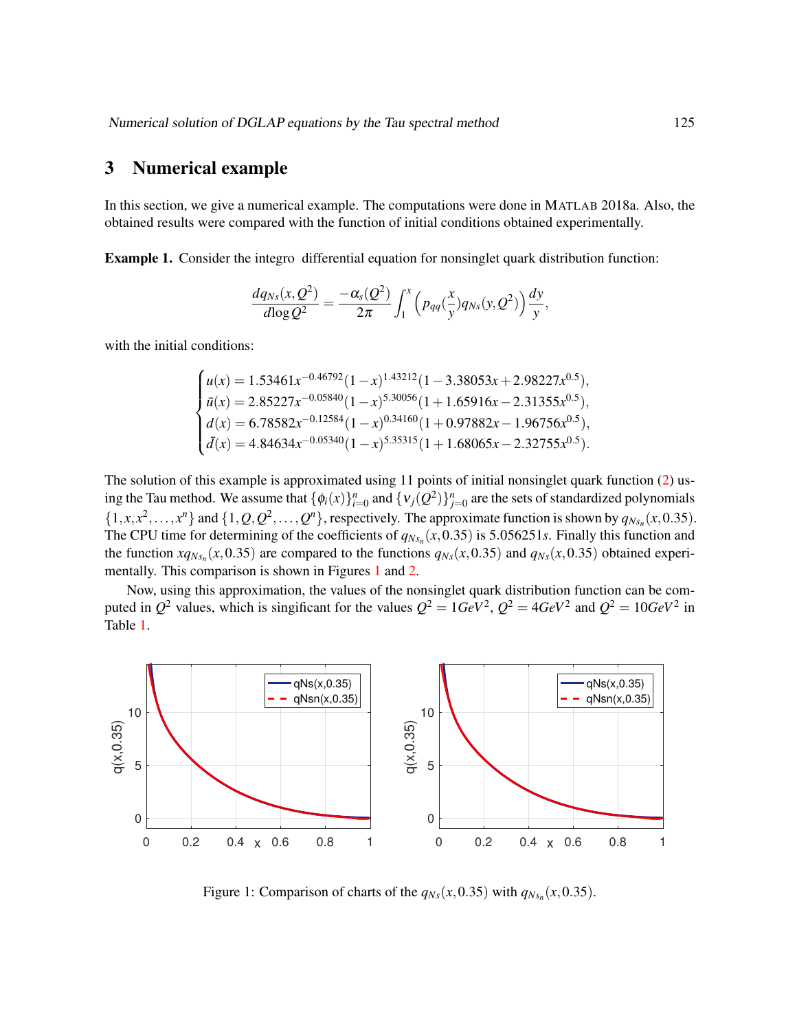## 3 Numerical example

In this section, we give a numerical example. The computations were done in MATLAB 2018a. Also, the obtained results were compared with the function of initial conditions obtained experimentally.

**Example 1.** Consider the integro differential equation for nonsinglet quark distribution function:

$$\frac{dq_{Ns}(x,Q^2)}{d\log Q^2} = \frac{-\alpha_s(Q^2)}{2\pi}\int_1^x \left(p_{qq}(\frac{x}{y})q_{Ns}(y,Q^2)\right)\frac{dy}{y},$$

with the initial conditions:

$$\begin{cases} u(x) = 1.53461x^{-0.46792}(1-x)^{1.43212}(1-3.38053x+2.98227x^{0.5}), \\ \bar{u}(x) = 2.85227x^{-0.05840}(1-x)^{5.30056}(1+1.65916x-2.31355x^{0.5}), \\ d(x) = 6.78582x^{-0.12584}(1-x)^{0.34160}(1+0.97882x-1.96756x^{0.5}), \\ \bar{d}(x) = 4.84634x^{-0.05340}(1-x)^{5.35315}(1+1.68065x-2.32755x^{0.5}). \end{cases}$$

The solution of this example is approximated using 11 points of initial nonsinglet quark function (2) using the Tau method. We assume that $\{\phi_i(x)\}_{i=0}^n$ and $\{\nu_j(Q^2)\}_{j=0}^n$ are the sets of standardized polynomials $\{1,x,x^2,\ldots,x^n\}$ and $\{1,Q,Q^2,\ldots,Q^n\}$, respectively. The approximate function is shown by $q_{Ns_n}(x,0.35)$. The CPU time for determining of the coefficients of $q_{Ns_n}(x,0.35)$ is $5.056251s$. Finally this function and the function $xq_{Ns_n}(x,0.35)$ are compared to the functions $q_{Ns}(x,0.35)$ and $q_{Ns}(x,0.35)$ obtained experimentally. This comparison is shown in Figures 1 and 2.

Now, using this approximation, the values of the nonsinglet quark distribution function can be computed in $Q^2$ values, which is singificant for the values $Q^2 = 1GeV^2$, $Q^2 = 4GeV^2$ and $Q^2 = 10GeV^2$ in Table 1.

Figure 1: Comparison of charts of the $q_{Ns}(x,0.35)$ with $q_{Ns_n}(x,0.35)$.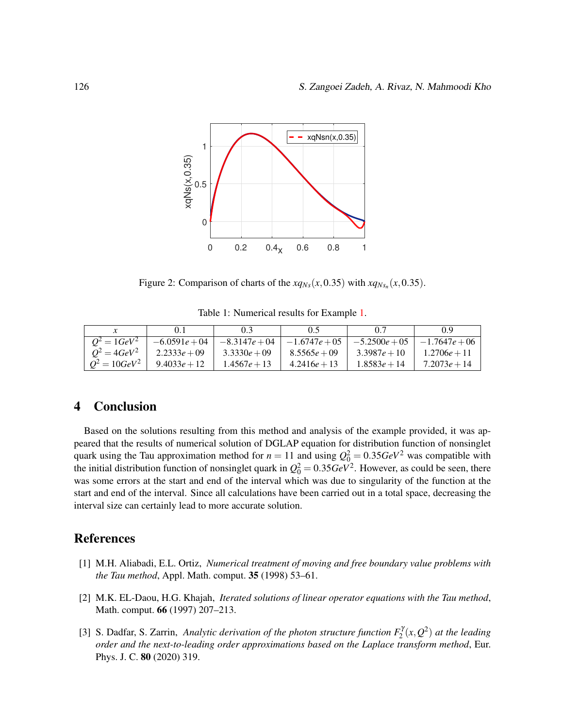Figure 2: Comparison of charts of the $xq_{Ns}(x, 0.35)$ with $xq_{Ns_n}(x, 0.35)$.

Table 1: Numerical results for Example 1.

| $x$ | 0.1 | 0.3 | 0.5 | 0.7 | 0.9 |
|---|---|---|---|---|---|
| $Q^2 = 1GeV^2$ | $-6.0591e+04$ | $-8.3147e+04$ | $-1.6747e+05$ | $-5.2500e+05$ | $-1.7647e+06$ |
| $Q^2 = 4GeV^2$ | $2.2333e+09$ | $3.3330e+09$ | $8.5565e+09$ | $3.3987e+10$ | $1.2706e+11$ |
| $Q^2 = 10GeV^2$ | $9.4033e+12$ | $1.4567e+13$ | $4.2416e+13$ | $1.8583e+14$ | $7.2073e+14$ |

## 4 Conclusion

Based on the solutions resulting from this method and analysis of the example provided, it was appeared that the results of numerical solution of DGLAP equation for distribution function of nonsinglet quark using the Tau approximation method for $n = 11$ and using $Q_0^2 = 0.35GeV^2$ was compatible with the initial distribution function of nonsinglet quark in $Q_0^2 = 0.35GeV^2$. However, as could be seen, there was some errors at the start and end of the interval which was due to singularity of the function at the start and end of the interval. Since all calculations have been carried out in a total space, decreasing the interval size can certainly lead to more accurate solution.

## References

[1] M.H. Aliabadi, E.L. Ortiz, *Numerical treatment of moving and free boundary value problems with the Tau method*, Appl. Math. comput. **35** (1998) 53–61.

[2] M.K. EL-Daou, H.G. Khajah, *Iterated solutions of linear operator equations with the Tau method*, Math. comput. **66** (1997) 207–213.

[3] S. Dadfar, S. Zarrin, *Analytic derivation of the photon structure function $F_2^{\gamma}(x, Q^2)$ at the leading order and the next-to-leading order approximations based on the Laplace transform method*, Eur. Phys. J. C. **80** (2020) 319.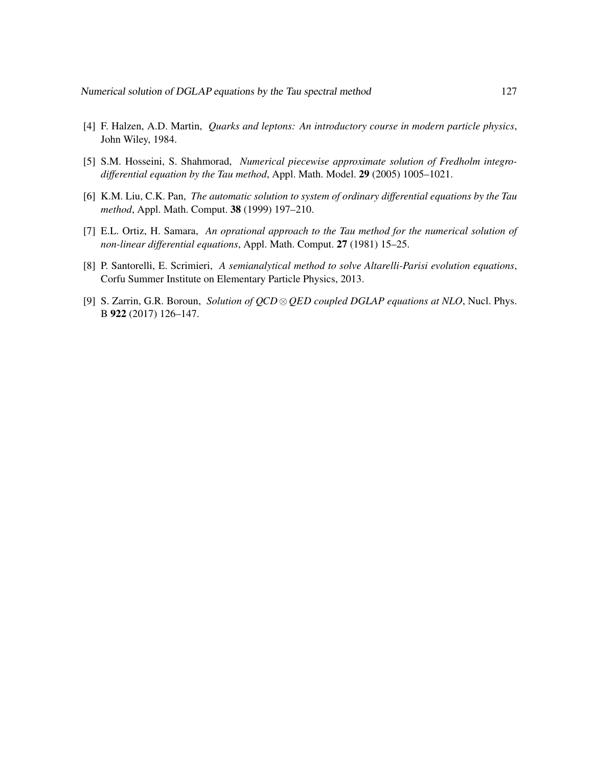[4] F. Halzen, A.D. Martin, *Quarks and leptons: An introductory course in modern particle physics*, John Wiley, 1984.

[5] S.M. Hosseini, S. Shahmorad, *Numerical piecewise approximate solution of Fredholm integro-differential equation by the Tau method*, Appl. Math. Model. **29** (2005) 1005–1021.

[6] K.M. Liu, C.K. Pan, *The automatic solution to system of ordinary differential equations by the Tau method*, Appl. Math. Comput. **38** (1999) 197–210.

[7] E.L. Ortiz, H. Samara, *An oprational approach to the Tau method for the numerical solution of non-linear differential equations*, Appl. Math. Comput. **27** (1981) 15–25.

[8] P. Santorelli, E. Scrimieri, *A semianalytical method to solve Altarelli-Parisi evolution equations*, Corfu Summer Institute on Elementary Particle Physics, 2013.

[9] S. Zarrin, G.R. Boroun, *Solution of QCD $\otimes$ QED coupled DGLAP equations at NLO*, Nucl. Phys. B **922** (2017) 126–147.